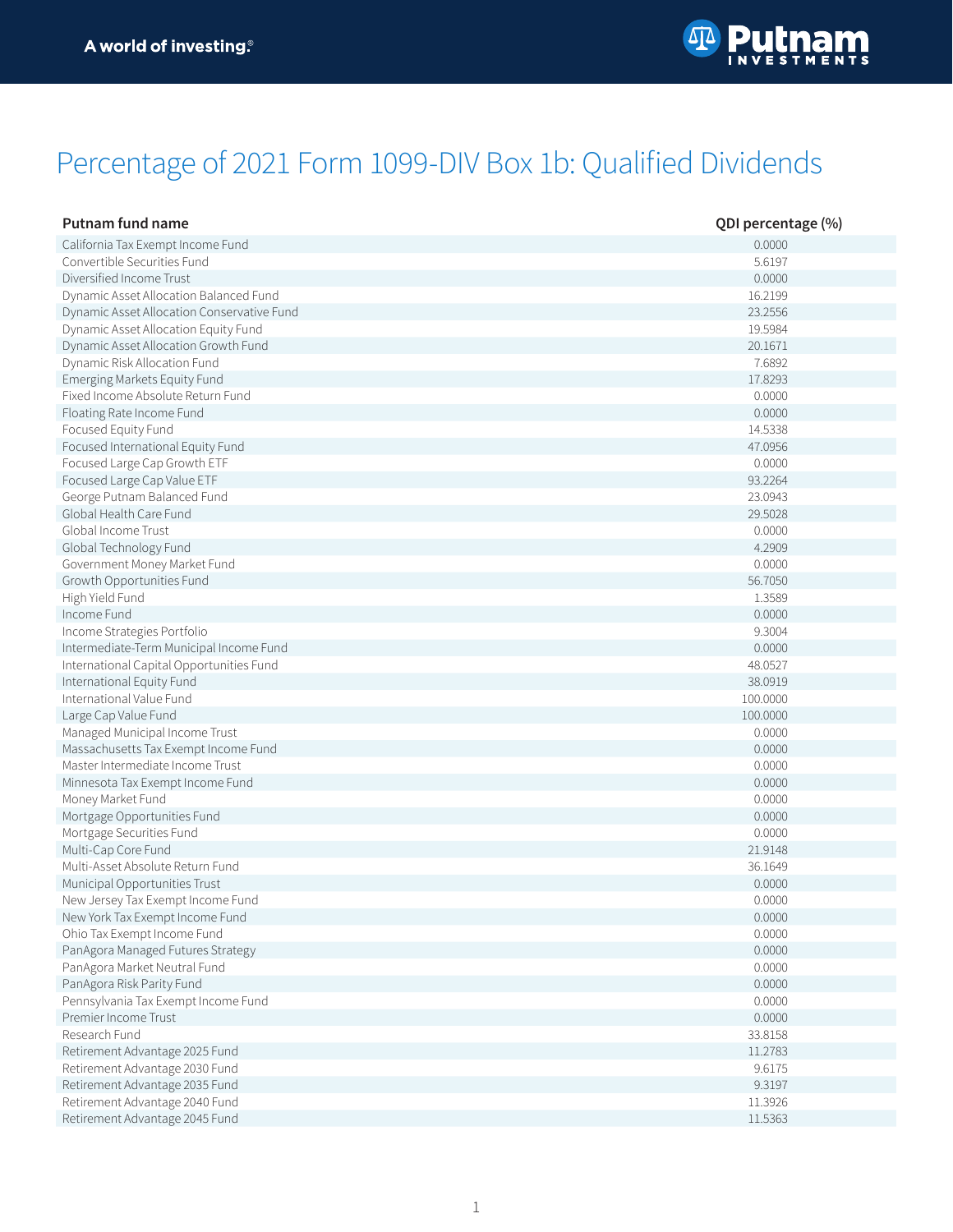A world of investing.®

# Percentage of 2021 Form 1099-DIV Box 1b: Qualified Dividends

| Putnam fund name | QDI percentage (%) |
|---|---|
| California Tax Exempt Income Fund | 0.0000 |
| Convertible Securities Fund | 5.6197 |
| Diversified Income Trust | 0.0000 |
| Dynamic Asset Allocation Balanced Fund | 16.2199 |
| Dynamic Asset Allocation Conservative Fund | 23.2556 |
| Dynamic Asset Allocation Equity Fund | 19.5984 |
| Dynamic Asset Allocation Growth Fund | 20.1671 |
| Dynamic Risk Allocation Fund | 7.6892 |
| Emerging Markets Equity Fund | 17.8293 |
| Fixed Income Absolute Return Fund | 0.0000 |
| Floating Rate Income Fund | 0.0000 |
| Focused Equity Fund | 14.5338 |
| Focused International Equity Fund | 47.0956 |
| Focused Large Cap Growth ETF | 0.0000 |
| Focused Large Cap Value ETF | 93.2264 |
| George Putnam Balanced Fund | 23.0943 |
| Global Health Care Fund | 29.5028 |
| Global Income Trust | 0.0000 |
| Global Technology Fund | 4.2909 |
| Government Money Market Fund | 0.0000 |
| Growth Opportunities Fund | 56.7050 |
| High Yield Fund | 1.3589 |
| Income Fund | 0.0000 |
| Income Strategies Portfolio | 9.3004 |
| Intermediate-Term Municipal Income Fund | 0.0000 |
| International Capital Opportunities Fund | 48.0527 |
| International Equity Fund | 38.0919 |
| International Value Fund | 100.0000 |
| Large Cap Value Fund | 100.0000 |
| Managed Municipal Income Trust | 0.0000 |
| Massachusetts Tax Exempt Income Fund | 0.0000 |
| Master Intermediate Income Trust | 0.0000 |
| Minnesota Tax Exempt Income Fund | 0.0000 |
| Money Market Fund | 0.0000 |
| Mortgage Opportunities Fund | 0.0000 |
| Mortgage Securities Fund | 0.0000 |
| Multi-Cap Core Fund | 21.9148 |
| Multi-Asset Absolute Return Fund | 36.1649 |
| Municipal Opportunities Trust | 0.0000 |
| New Jersey Tax Exempt Income Fund | 0.0000 |
| New York Tax Exempt Income Fund | 0.0000 |
| Ohio Tax Exempt Income Fund | 0.0000 |
| PanAgora Managed Futures Strategy | 0.0000 |
| PanAgora Market Neutral Fund | 0.0000 |
| PanAgora Risk Parity Fund | 0.0000 |
| Pennsylvania Tax Exempt Income Fund | 0.0000 |
| Premier Income Trust | 0.0000 |
| Research Fund | 33.8158 |
| Retirement Advantage 2025 Fund | 11.2783 |
| Retirement Advantage 2030 Fund | 9.6175 |
| Retirement Advantage 2035 Fund | 9.3197 |
| Retirement Advantage 2040 Fund | 11.3926 |
| Retirement Advantage 2045 Fund | 11.5363 |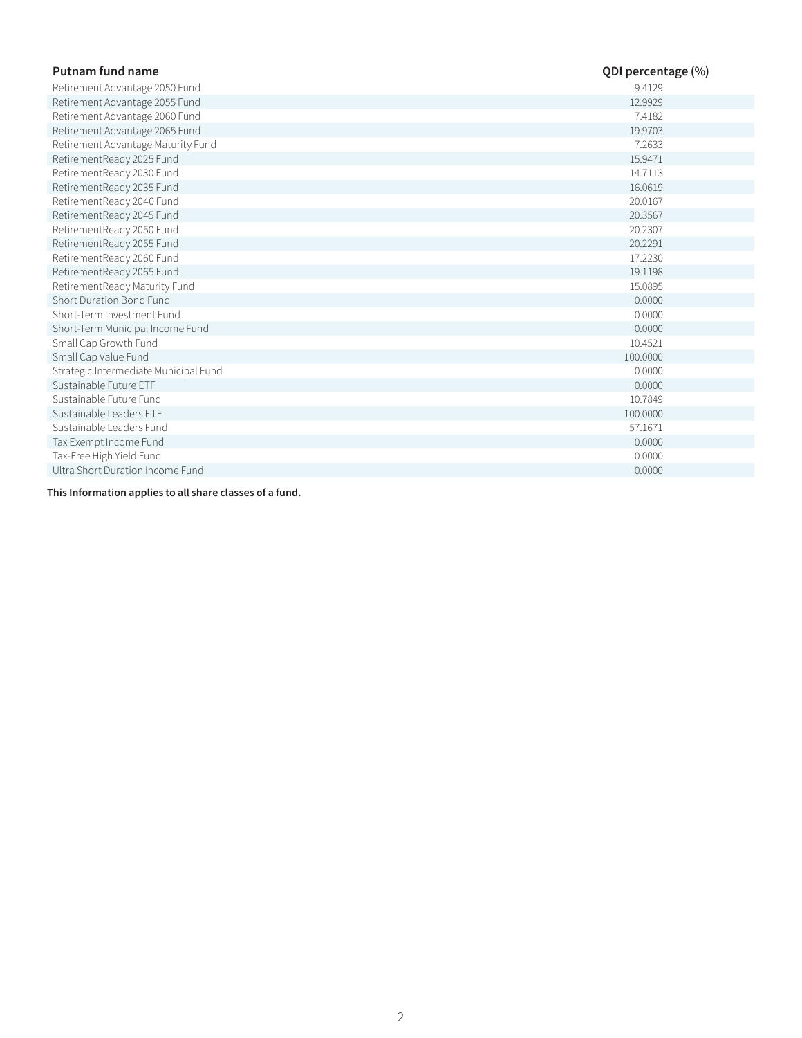| Putnam fund name | QDI percentage (%) |
|---|---|
| Retirement Advantage 2050 Fund | 9.4129 |
| Retirement Advantage 2055 Fund | 12.9929 |
| Retirement Advantage 2060 Fund | 7.4182 |
| Retirement Advantage 2065 Fund | 19.9703 |
| Retirement Advantage Maturity Fund | 7.2633 |
| RetirementReady 2025 Fund | 15.9471 |
| RetirementReady 2030 Fund | 14.7113 |
| RetirementReady 2035 Fund | 16.0619 |
| RetirementReady 2040 Fund | 20.0167 |
| RetirementReady 2045 Fund | 20.3567 |
| RetirementReady 2050 Fund | 20.2307 |
| RetirementReady 2055 Fund | 20.2291 |
| RetirementReady 2060 Fund | 17.2230 |
| RetirementReady 2065 Fund | 19.1198 |
| RetirementReady Maturity Fund | 15.0895 |
| Short Duration Bond Fund | 0.0000 |
| Short-Term Investment Fund | 0.0000 |
| Short-Term Municipal Income Fund | 0.0000 |
| Small Cap Growth Fund | 10.4521 |
| Small Cap Value Fund | 100.0000 |
| Strategic Intermediate Municipal Fund | 0.0000 |
| Sustainable Future ETF | 0.0000 |
| Sustainable Future Fund | 10.7849 |
| Sustainable Leaders ETF | 100.0000 |
| Sustainable Leaders Fund | 57.1671 |
| Tax Exempt Income Fund | 0.0000 |
| Tax-Free High Yield Fund | 0.0000 |
| Ultra Short Duration Income Fund | 0.0000 |

**This Information applies to all share classes of a fund.**